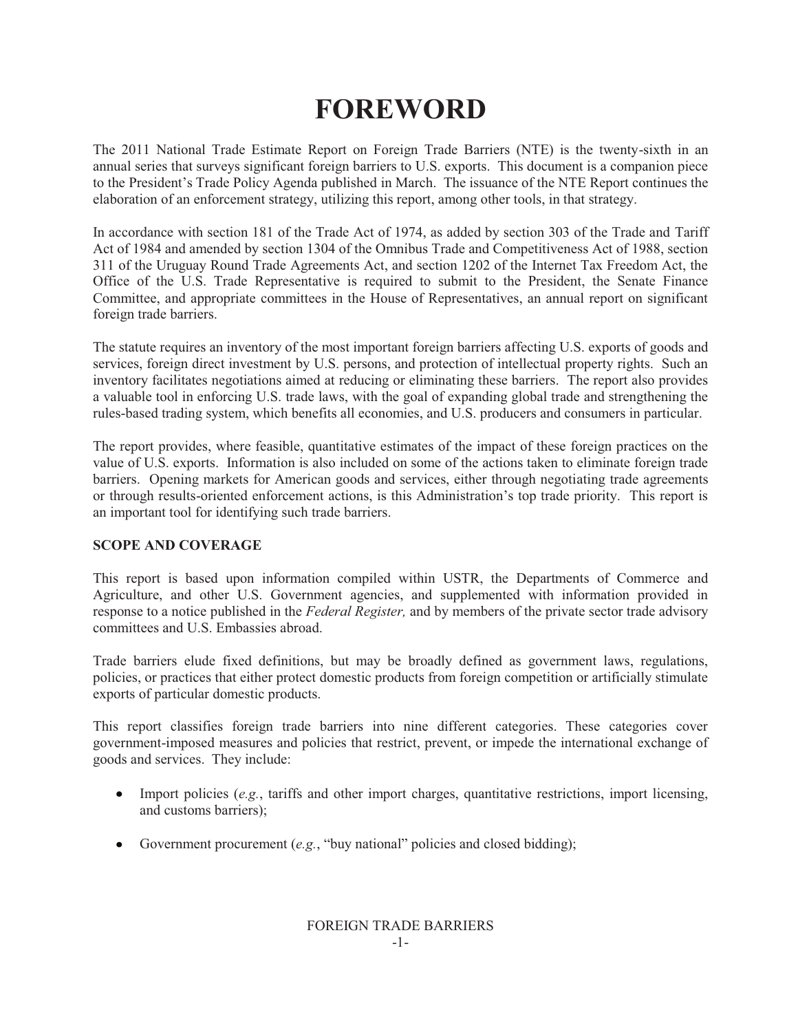# FOREWORD

The 2011 National Trade Estimate Report on Foreign Trade Barriers (NTE) is the twenty-sixth in an annual series that surveys significant foreign barriers to U.S. exports. This document is a companion piece to the President's Trade Policy Agenda published in March. The issuance of the NTE Report continues the elaboration of an enforcement strategy, utilizing this report, among other tools, in that strategy.

In accordance with section 181 of the Trade Act of 1974, as added by section 303 of the Trade and Tariff Act of 1984 and amended by section 1304 of the Omnibus Trade and Competitiveness Act of 1988, section 311 of the Uruguay Round Trade Agreements Act, and section 1202 of the Internet Tax Freedom Act, the Office of the U.S. Trade Representative is required to submit to the President, the Senate Finance Committee, and appropriate committees in the House of Representatives, an annual report on significant foreign trade barriers.

The statute requires an inventory of the most important foreign barriers affecting U.S. exports of goods and services, foreign direct investment by U.S. persons, and protection of intellectual property rights. Such an inventory facilitates negotiations aimed at reducing or eliminating these barriers. The report also provides a valuable tool in enforcing U.S. trade laws, with the goal of expanding global trade and strengthening the rules-based trading system, which benefits all economies, and U.S. producers and consumers in particular.

The report provides, where feasible, quantitative estimates of the impact of these foreign practices on the value of U.S. exports. Information is also included on some of the actions taken to eliminate foreign trade barriers. Opening markets for American goods and services, either through negotiating trade agreements or through results-oriented enforcement actions, is this Administration's top trade priority. This report is an important tool for identifying such trade barriers.

**SCOPE AND COVERAGE**

This report is based upon information compiled within USTR, the Departments of Commerce and Agriculture, and other U.S. Government agencies, and supplemented with information provided in response to a notice published in the *Federal Register,* and by members of the private sector trade advisory committees and U.S. Embassies abroad.

Trade barriers elude fixed definitions, but may be broadly defined as government laws, regulations, policies, or practices that either protect domestic products from foreign competition or artificially stimulate exports of particular domestic products.

This report classifies foreign trade barriers into nine different categories. These categories cover government-imposed measures and policies that restrict, prevent, or impede the international exchange of goods and services. They include:

- Import policies (*e.g.*, tariffs and other import charges, quantitative restrictions, import licensing, and customs barriers);
- Government procurement (*e.g.*, "buy national" policies and closed bidding);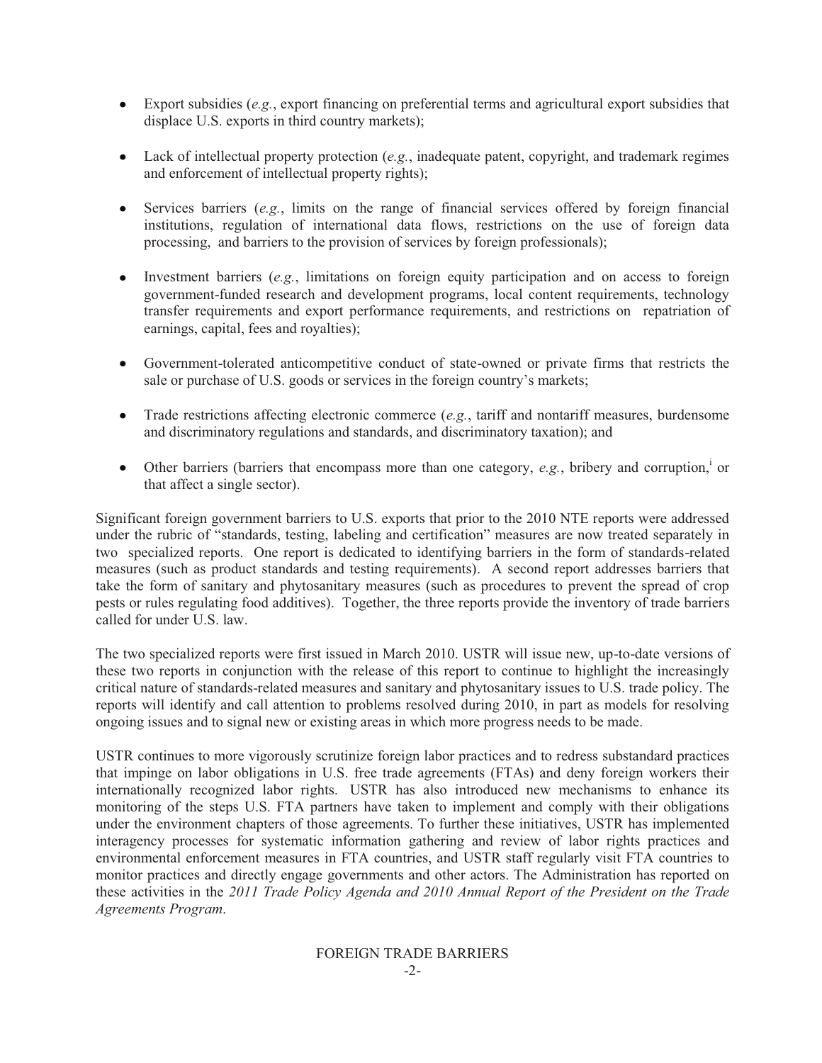- Export subsidies (*e.g.*, export financing on preferential terms and agricultural export subsidies that displace U.S. exports in third country markets);

- Lack of intellectual property protection (*e.g.*, inadequate patent, copyright, and trademark regimes and enforcement of intellectual property rights);

- Services barriers (*e.g.*, limits on the range of financial services offered by foreign financial institutions, regulation of international data flows, restrictions on the use of foreign data processing, and barriers to the provision of services by foreign professionals);

- Investment barriers (*e.g.*, limitations on foreign equity participation and on access to foreign government-funded research and development programs, local content requirements, technology transfer requirements and export performance requirements, and restrictions on repatriation of earnings, capital, fees and royalties);

- Government-tolerated anticompetitive conduct of state-owned or private firms that restricts the sale or purchase of U.S. goods or services in the foreign country's markets;

- Trade restrictions affecting electronic commerce (*e.g.*, tariff and nontariff measures, burdensome and discriminatory regulations and standards, and discriminatory taxation); and

- Other barriers (barriers that encompass more than one category, *e.g.*, bribery and corruption,[i] or that affect a single sector).

Significant foreign government barriers to U.S. exports that prior to the 2010 NTE reports were addressed under the rubric of "standards, testing, labeling and certification" measures are now treated separately in two specialized reports. One report is dedicated to identifying barriers in the form of standards-related measures (such as product standards and testing requirements). A second report addresses barriers that take the form of sanitary and phytosanitary measures (such as procedures to prevent the spread of crop pests or rules regulating food additives). Together, the three reports provide the inventory of trade barriers called for under U.S. law.

The two specialized reports were first issued in March 2010. USTR will issue new, up-to-date versions of these two reports in conjunction with the release of this report to continue to highlight the increasingly critical nature of standards-related measures and sanitary and phytosanitary issues to U.S. trade policy. The reports will identify and call attention to problems resolved during 2010, in part as models for resolving ongoing issues and to signal new or existing areas in which more progress needs to be made.

USTR continues to more vigorously scrutinize foreign labor practices and to redress substandard practices that impinge on labor obligations in U.S. free trade agreements (FTAs) and deny foreign workers their internationally recognized labor rights. USTR has also introduced new mechanisms to enhance its monitoring of the steps U.S. FTA partners have taken to implement and comply with their obligations under the environment chapters of those agreements. To further these initiatives, USTR has implemented interagency processes for systematic information gathering and review of labor rights practices and environmental enforcement measures in FTA countries, and USTR staff regularly visit FTA countries to monitor practices and directly engage governments and other actors. The Administration has reported on these activities in the *2011 Trade Policy Agenda and 2010 Annual Report of the President on the Trade Agreements Program*.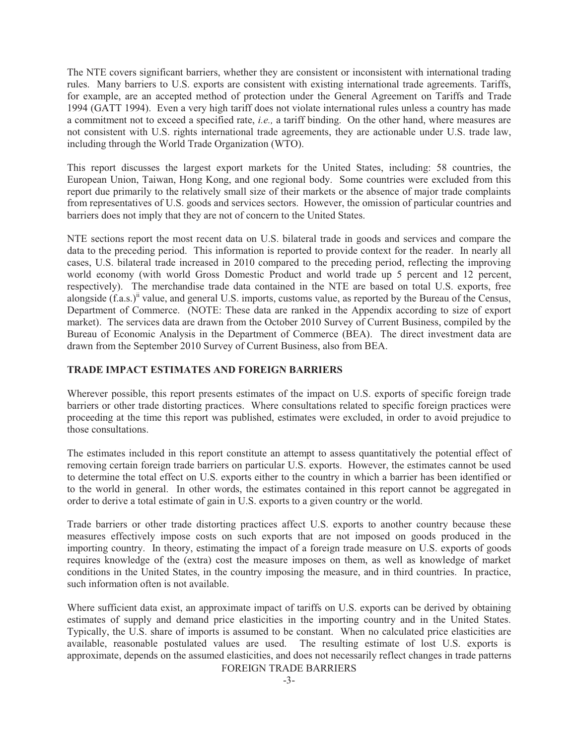The NTE covers significant barriers, whether they are consistent or inconsistent with international trading rules. Many barriers to U.S. exports are consistent with existing international trade agreements. Tariffs, for example, are an accepted method of protection under the General Agreement on Tariffs and Trade 1994 (GATT 1994). Even a very high tariff does not violate international rules unless a country has made a commitment not to exceed a specified rate, *i.e.,* a tariff binding. On the other hand, where measures are not consistent with U.S. rights international trade agreements, they are actionable under U.S. trade law, including through the World Trade Organization (WTO).

This report discusses the largest export markets for the United States, including: 58 countries, the European Union, Taiwan, Hong Kong, and one regional body. Some countries were excluded from this report due primarily to the relatively small size of their markets or the absence of major trade complaints from representatives of U.S. goods and services sectors. However, the omission of particular countries and barriers does not imply that they are not of concern to the United States.

NTE sections report the most recent data on U.S. bilateral trade in goods and services and compare the data to the preceding period. This information is reported to provide context for the reader. In nearly all cases, U.S. bilateral trade increased in 2010 compared to the preceding period, reflecting the improving world economy (with world Gross Domestic Product and world trade up 5 percent and 12 percent, respectively). The merchandise trade data contained in the NTE are based on total U.S. exports, free alongside (f.a.s.)[ii] value, and general U.S. imports, customs value, as reported by the Bureau of the Census, Department of Commerce. (NOTE: These data are ranked in the Appendix according to size of export market). The services data are drawn from the October 2010 Survey of Current Business, compiled by the Bureau of Economic Analysis in the Department of Commerce (BEA). The direct investment data are drawn from the September 2010 Survey of Current Business, also from BEA.

## TRADE IMPACT ESTIMATES AND FOREIGN BARRIERS

Wherever possible, this report presents estimates of the impact on U.S. exports of specific foreign trade barriers or other trade distorting practices. Where consultations related to specific foreign practices were proceeding at the time this report was published, estimates were excluded, in order to avoid prejudice to those consultations.

The estimates included in this report constitute an attempt to assess quantitatively the potential effect of removing certain foreign trade barriers on particular U.S. exports. However, the estimates cannot be used to determine the total effect on U.S. exports either to the country in which a barrier has been identified or to the world in general. In other words, the estimates contained in this report cannot be aggregated in order to derive a total estimate of gain in U.S. exports to a given country or the world.

Trade barriers or other trade distorting practices affect U.S. exports to another country because these measures effectively impose costs on such exports that are not imposed on goods produced in the importing country. In theory, estimating the impact of a foreign trade measure on U.S. exports of goods requires knowledge of the (extra) cost the measure imposes on them, as well as knowledge of market conditions in the United States, in the country imposing the measure, and in third countries. In practice, such information often is not available.

Where sufficient data exist, an approximate impact of tariffs on U.S. exports can be derived by obtaining estimates of supply and demand price elasticities in the importing country and in the United States. Typically, the U.S. share of imports is assumed to be constant. When no calculated price elasticities are available, reasonable postulated values are used. The resulting estimate of lost U.S. exports is approximate, depends on the assumed elasticities, and does not necessarily reflect changes in trade patterns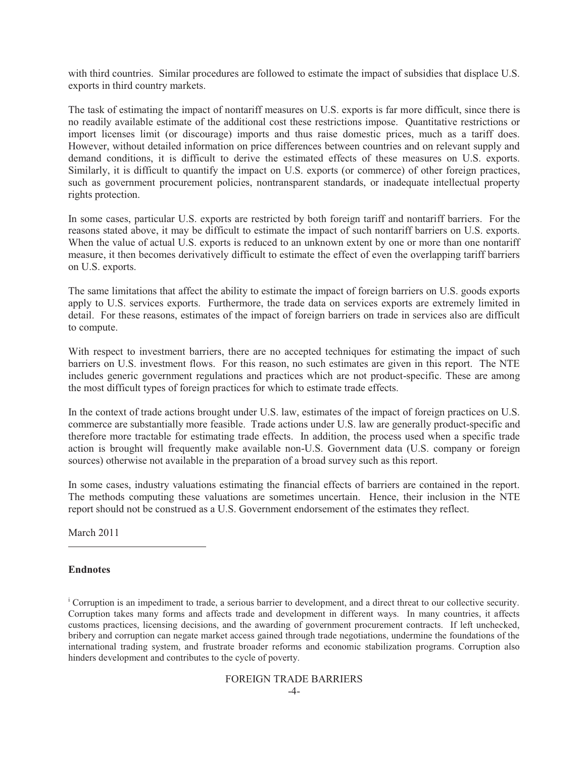with third countries. Similar procedures are followed to estimate the impact of subsidies that displace U.S. exports in third country markets.

The task of estimating the impact of nontariff measures on U.S. exports is far more difficult, since there is no readily available estimate of the additional cost these restrictions impose. Quantitative restrictions or import licenses limit (or discourage) imports and thus raise domestic prices, much as a tariff does. However, without detailed information on price differences between countries and on relevant supply and demand conditions, it is difficult to derive the estimated effects of these measures on U.S. exports. Similarly, it is difficult to quantify the impact on U.S. exports (or commerce) of other foreign practices, such as government procurement policies, nontransparent standards, or inadequate intellectual property rights protection.

In some cases, particular U.S. exports are restricted by both foreign tariff and nontariff barriers. For the reasons stated above, it may be difficult to estimate the impact of such nontariff barriers on U.S. exports. When the value of actual U.S. exports is reduced to an unknown extent by one or more than one nontariff measure, it then becomes derivatively difficult to estimate the effect of even the overlapping tariff barriers on U.S. exports.

The same limitations that affect the ability to estimate the impact of foreign barriers on U.S. goods exports apply to U.S. services exports. Furthermore, the trade data on services exports are extremely limited in detail. For these reasons, estimates of the impact of foreign barriers on trade in services also are difficult to compute.

With respect to investment barriers, there are no accepted techniques for estimating the impact of such barriers on U.S. investment flows. For this reason, no such estimates are given in this report. The NTE includes generic government regulations and practices which are not product-specific. These are among the most difficult types of foreign practices for which to estimate trade effects.

In the context of trade actions brought under U.S. law, estimates of the impact of foreign practices on U.S. commerce are substantially more feasible. Trade actions under U.S. law are generally product-specific and therefore more tractable for estimating trade effects. In addition, the process used when a specific trade action is brought will frequently make available non-U.S. Government data (U.S. company or foreign sources) otherwise not available in the preparation of a broad survey such as this report.

In some cases, industry valuations estimating the financial effects of barriers are contained in the report. The methods computing these valuations are sometimes uncertain. Hence, their inclusion in the NTE report should not be construed as a U.S. Government endorsement of the estimates they reflect.

March 2011

---

**Endnotes**

[i] Corruption is an impediment to trade, a serious barrier to development, and a direct threat to our collective security. Corruption takes many forms and affects trade and development in different ways. In many countries, it affects customs practices, licensing decisions, and the awarding of government procurement contracts. If left unchecked, bribery and corruption can negate market access gained through trade negotiations, undermine the foundations of the international trading system, and frustrate broader reforms and economic stabilization programs. Corruption also hinders development and contributes to the cycle of poverty.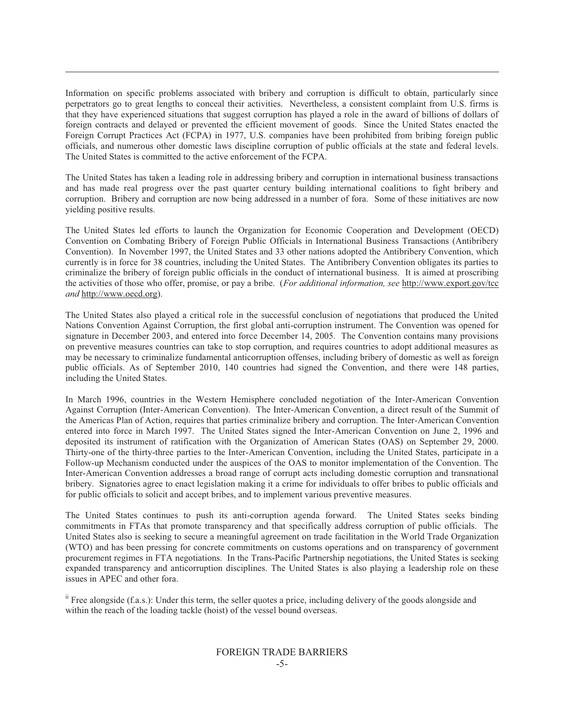Information on specific problems associated with bribery and corruption is difficult to obtain, particularly since perpetrators go to great lengths to conceal their activities. Nevertheless, a consistent complaint from U.S. firms is that they have experienced situations that suggest corruption has played a role in the award of billions of dollars of foreign contracts and delayed or prevented the efficient movement of goods. Since the United States enacted the Foreign Corrupt Practices Act (FCPA) in 1977, U.S. companies have been prohibited from bribing foreign public officials, and numerous other domestic laws discipline corruption of public officials at the state and federal levels. The United States is committed to the active enforcement of the FCPA.

The United States has taken a leading role in addressing bribery and corruption in international business transactions and has made real progress over the past quarter century building international coalitions to fight bribery and corruption. Bribery and corruption are now being addressed in a number of fora. Some of these initiatives are now yielding positive results.

The United States led efforts to launch the Organization for Economic Cooperation and Development (OECD) Convention on Combating Bribery of Foreign Public Officials in International Business Transactions (Antibribery Convention). In November 1997, the United States and 33 other nations adopted the Antibribery Convention, which currently is in force for 38 countries, including the United States. The Antibribery Convention obligates its parties to criminalize the bribery of foreign public officials in the conduct of international business. It is aimed at proscribing the activities of those who offer, promise, or pay a bribe. (*For additional information, see* http://www.export.gov/tcc *and* http://www.oecd.org).

The United States also played a critical role in the successful conclusion of negotiations that produced the United Nations Convention Against Corruption, the first global anti-corruption instrument. The Convention was opened for signature in December 2003, and entered into force December 14, 2005. The Convention contains many provisions on preventive measures countries can take to stop corruption, and requires countries to adopt additional measures as may be necessary to criminalize fundamental anticorruption offenses, including bribery of domestic as well as foreign public officials. As of September 2010, 140 countries had signed the Convention, and there were 148 parties, including the United States.

In March 1996, countries in the Western Hemisphere concluded negotiation of the Inter-American Convention Against Corruption (Inter-American Convention). The Inter-American Convention, a direct result of the Summit of the Americas Plan of Action, requires that parties criminalize bribery and corruption. The Inter-American Convention entered into force in March 1997. The United States signed the Inter-American Convention on June 2, 1996 and deposited its instrument of ratification with the Organization of American States (OAS) on September 29, 2000. Thirty-one of the thirty-three parties to the Inter-American Convention, including the United States, participate in a Follow-up Mechanism conducted under the auspices of the OAS to monitor implementation of the Convention. The Inter-American Convention addresses a broad range of corrupt acts including domestic corruption and transnational bribery. Signatories agree to enact legislation making it a crime for individuals to offer bribes to public officials and for public officials to solicit and accept bribes, and to implement various preventive measures.

The United States continues to push its anti-corruption agenda forward. The United States seeks binding commitments in FTAs that promote transparency and that specifically address corruption of public officials. The United States also is seeking to secure a meaningful agreement on trade facilitation in the World Trade Organization (WTO) and has been pressing for concrete commitments on customs operations and on transparency of government procurement regimes in FTA negotiations. In the Trans-Pacific Partnership negotiations, the United States is seeking expanded transparency and anticorruption disciplines. The United States is also playing a leadership role on these issues in APEC and other fora.

[ii] Free alongside (f.a.s.): Under this term, the seller quotes a price, including delivery of the goods alongside and within the reach of the loading tackle (hoist) of the vessel bound overseas.